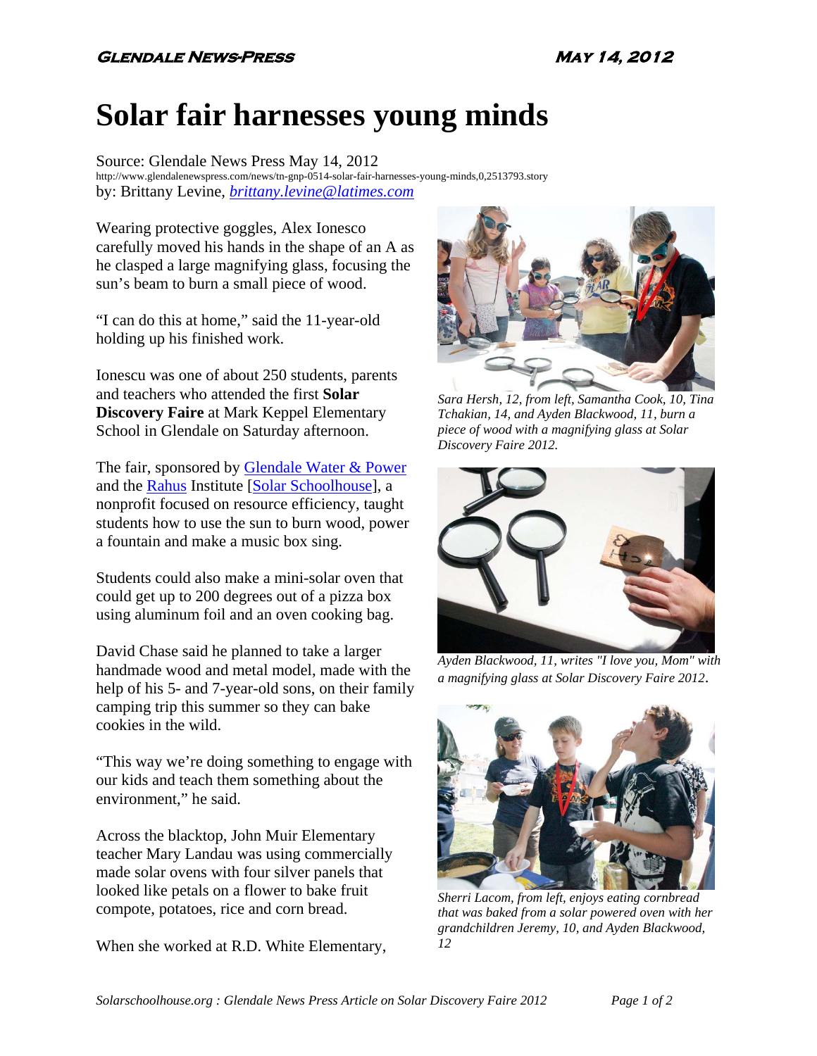# Solar fair harnesses young minds

Source: Glendale News Press May 14, 2012
http://www.glendalenewspress.com/news/tn-gnp-0514-solar-fair-harnesses-young-minds,0,2513793.story
by: Brittany Levine, *brittany.levine@latimes.com*

Wearing protective goggles, Alex Ionesco carefully moved his hands in the shape of an A as he clasped a large magnifying glass, focusing the sun's beam to burn a small piece of wood.

"I can do this at home," said the 11-year-old holding up his finished work.

Ionescu was one of about 250 students, parents and teachers who attended the first **Solar Discovery Faire** at Mark Keppel Elementary School in Glendale on Saturday afternoon.

The fair, sponsored by Glendale Water & Power and the Rahus Institute [Solar Schoolhouse], a nonprofit focused on resource efficiency, taught students how to use the sun to burn wood, power a fountain and make a music box sing.

Students could also make a mini-solar oven that could get up to 200 degrees out of a pizza box using aluminum foil and an oven cooking bag.

David Chase said he planned to take a larger handmade wood and metal model, made with the help of his 5- and 7-year-old sons, on their family camping trip this summer so they can bake cookies in the wild.

"This way we're doing something to engage with our kids and teach them something about the environment," he said.

Across the blacktop, John Muir Elementary teacher Mary Landau was using commercially made solar ovens with four silver panels that looked like petals on a flower to bake fruit compote, potatoes, rice and corn bread.

When she worked at R.D. White Elementary,

*Sara Hersh, 12, from left, Samantha Cook, 10, Tina Tchakian, 14, and Ayden Blackwood, 11, burn a piece of wood with a magnifying glass at Solar Discovery Faire 2012.*

*Ayden Blackwood, 11, writes "I love you, Mom" with a magnifying glass at Solar Discovery Faire 2012.*

*Sherri Lacom, from left, enjoys eating cornbread that was baked from a solar powered oven with her grandchildren Jeremy, 10, and Ayden Blackwood, 12*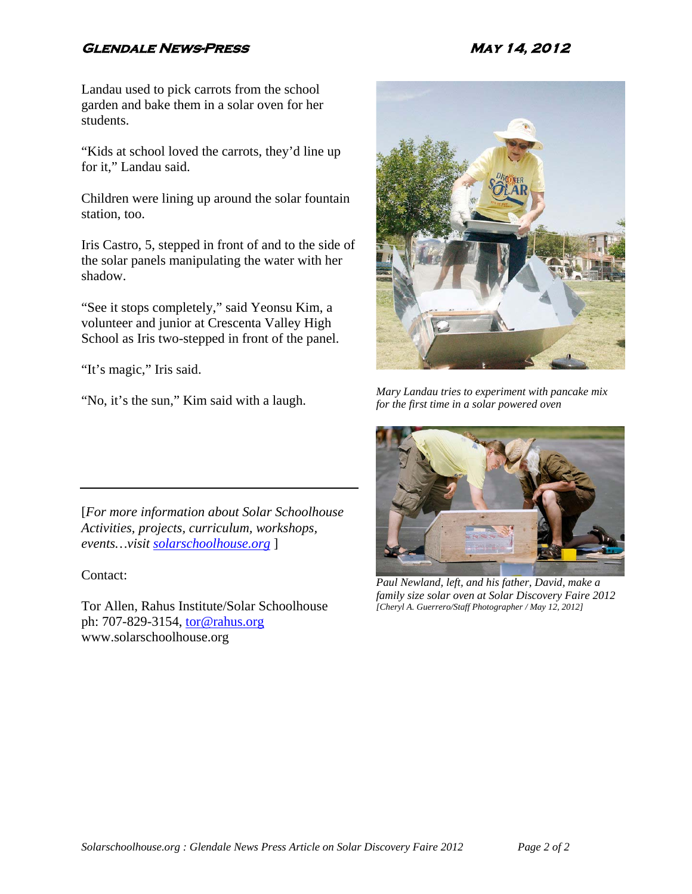Landau used to pick carrots from the school garden and bake them in a solar oven for her students.

"Kids at school loved the carrots, they'd line up for it," Landau said.

Children were lining up around the solar fountain station, too.

Iris Castro, 5, stepped in front of and to the side of the solar panels manipulating the water with her shadow.

"See it stops completely," said Yeonsu Kim, a volunteer and junior at Crescenta Valley High School as Iris two-stepped in front of the panel.

"It's magic," Iris said.

"No, it's the sun," Kim said with a laugh.

*Mary Landau tries to experiment with pancake mix for the first time in a solar powered oven*

*Paul Newland, left, and his father, David, make a family size solar oven at Solar Discovery Faire 2012*
*[Cheryl A. Guerrero/Staff Photographer / May 12, 2012]*

---

[*For more information about Solar Schoolhouse Activities, projects, curriculum, workshops, events…visit [solarschoolhouse.org](solarschoolhouse.org)* ]

Contact:

Tor Allen, Rahus Institute/Solar Schoolhouse
ph: 707-829-3154, [tor@rahus.org](mailto:tor@rahus.org)
www.solarschoolhouse.org